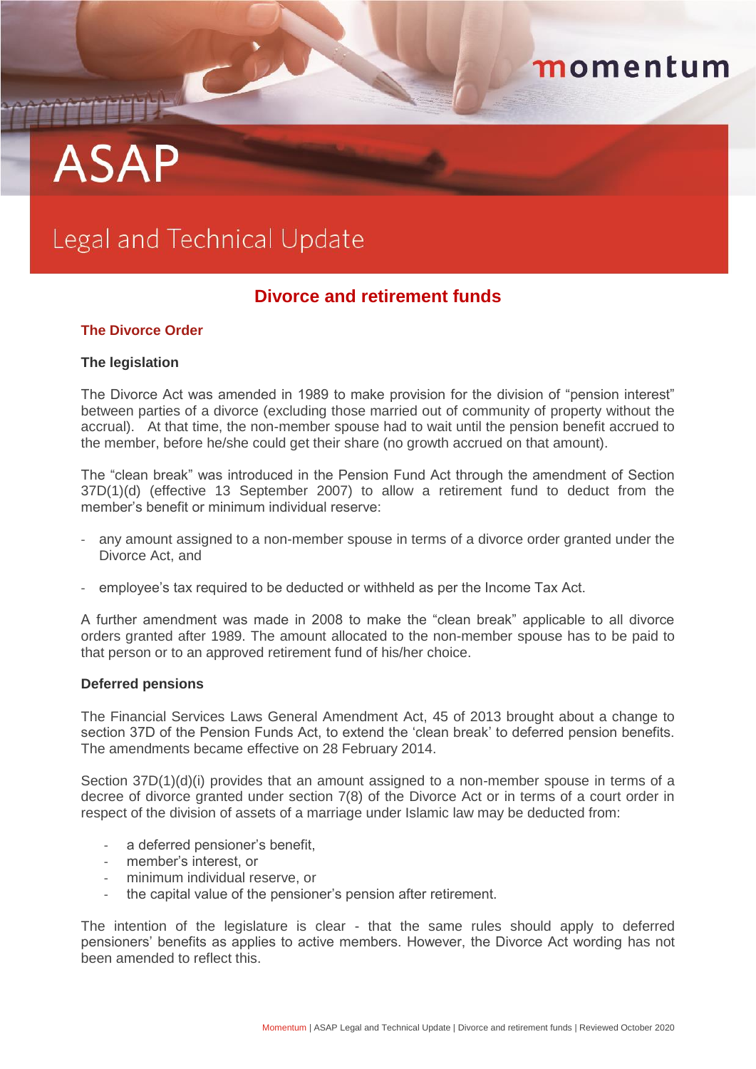momentum

# ASAP

Legal and Technical Update

## Divorce and retirement funds

### The Divorce Order

#### The legislation

The Divorce Act was amended in 1989 to make provision for the division of "pension interest" between parties of a divorce (excluding those married out of community of property without the accrual). At that time, the non-member spouse had to wait until the pension benefit accrued to the member, before he/she could get their share (no growth accrued on that amount).

The "clean break" was introduced in the Pension Fund Act through the amendment of Section 37D(1)(d) (effective 13 September 2007) to allow a retirement fund to deduct from the member's benefit or minimum individual reserve:

- any amount assigned to a non-member spouse in terms of a divorce order granted under the Divorce Act, and
- employee's tax required to be deducted or withheld as per the Income Tax Act.

A further amendment was made in 2008 to make the "clean break" applicable to all divorce orders granted after 1989. The amount allocated to the non-member spouse has to be paid to that person or to an approved retirement fund of his/her choice.

#### Deferred pensions

The Financial Services Laws General Amendment Act, 45 of 2013 brought about a change to section 37D of the Pension Funds Act, to extend the 'clean break' to deferred pension benefits. The amendments became effective on 28 February 2014.

Section 37D(1)(d)(i) provides that an amount assigned to a non-member spouse in terms of a decree of divorce granted under section 7(8) of the Divorce Act or in terms of a court order in respect of the division of assets of a marriage under Islamic law may be deducted from:

- a deferred pensioner's benefit,
- member's interest, or
- minimum individual reserve, or
- the capital value of the pensioner's pension after retirement.

The intention of the legislature is clear - that the same rules should apply to deferred pensioners' benefits as applies to active members. However, the Divorce Act wording has not been amended to reflect this.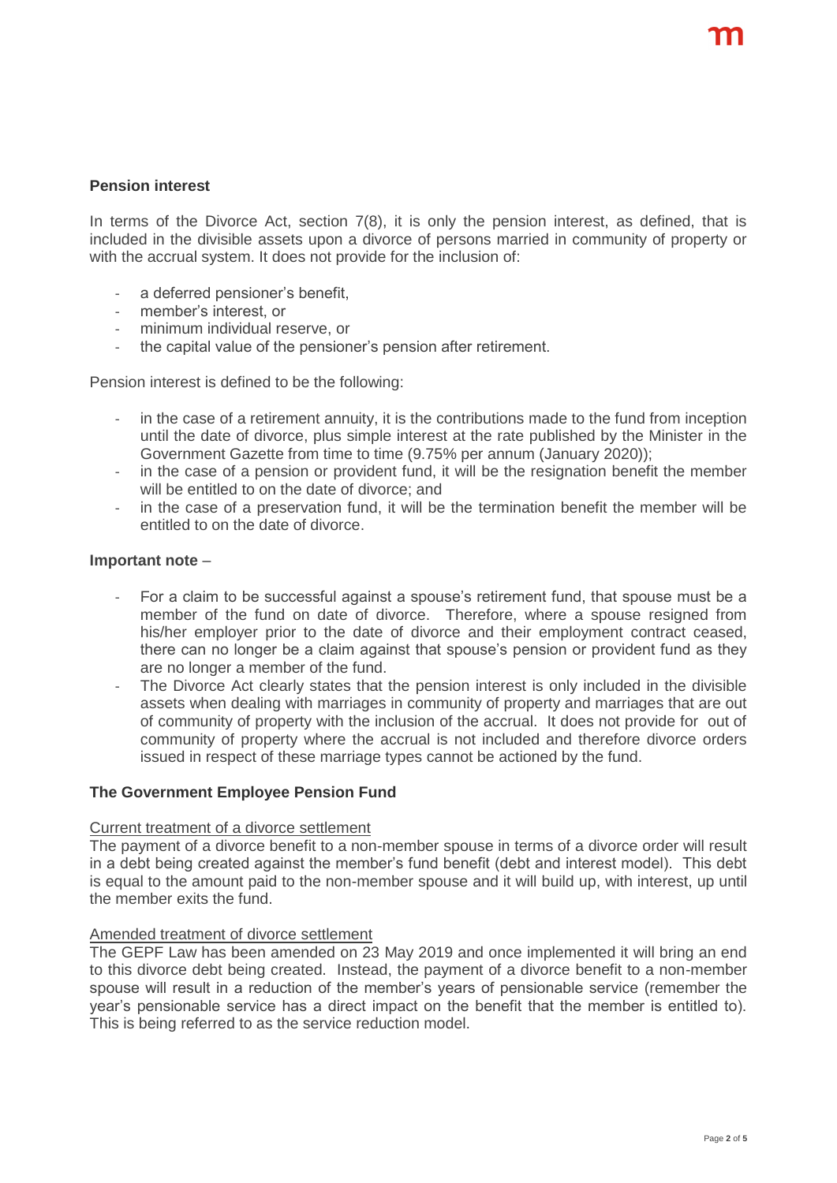**Pension interest**

In terms of the Divorce Act, section 7(8), it is only the pension interest, as defined, that is included in the divisible assets upon a divorce of persons married in community of property or with the accrual system. It does not provide for the inclusion of:

- a deferred pensioner's benefit,
- member's interest, or
- minimum individual reserve, or
- the capital value of the pensioner's pension after retirement.

Pension interest is defined to be the following:

- in the case of a retirement annuity, it is the contributions made to the fund from inception until the date of divorce, plus simple interest at the rate published by the Minister in the Government Gazette from time to time (9.75% per annum (January 2020));
- in the case of a pension or provident fund, it will be the resignation benefit the member will be entitled to on the date of divorce; and
- in the case of a preservation fund, it will be the termination benefit the member will be entitled to on the date of divorce.

**Important note** –

- For a claim to be successful against a spouse's retirement fund, that spouse must be a member of the fund on date of divorce. Therefore, where a spouse resigned from his/her employer prior to the date of divorce and their employment contract ceased, there can no longer be a claim against that spouse's pension or provident fund as they are no longer a member of the fund.
- The Divorce Act clearly states that the pension interest is only included in the divisible assets when dealing with marriages in community of property and marriages that are out of community of property with the inclusion of the accrual. It does not provide for out of community of property where the accrual is not included and therefore divorce orders issued in respect of these marriage types cannot be actioned by the fund.

**The Government Employee Pension Fund**

Current treatment of a divorce settlement

The payment of a divorce benefit to a non-member spouse in terms of a divorce order will result in a debt being created against the member's fund benefit (debt and interest model). This debt is equal to the amount paid to the non-member spouse and it will build up, with interest, up until the member exits the fund.

Amended treatment of divorce settlement

The GEPF Law has been amended on 23 May 2019 and once implemented it will bring an end to this divorce debt being created. Instead, the payment of a divorce benefit to a non-member spouse will result in a reduction of the member's years of pensionable service (remember the year's pensionable service has a direct impact on the benefit that the member is entitled to). This is being referred to as the service reduction model.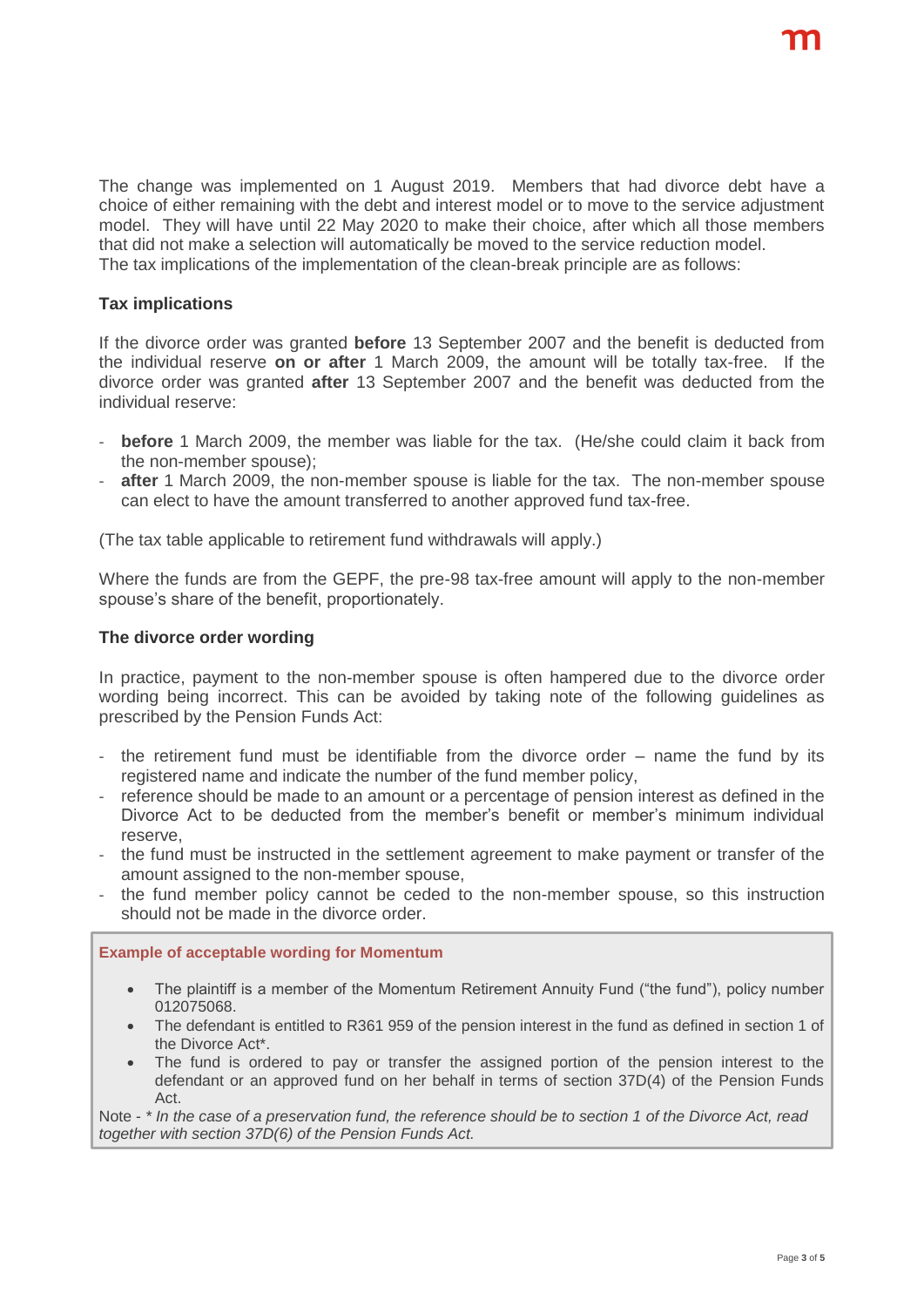The change was implemented on 1 August 2019. Members that had divorce debt have a choice of either remaining with the debt and interest model or to move to the service adjustment model. They will have until 22 May 2020 to make their choice, after which all those members that did not make a selection will automatically be moved to the service reduction model.
The tax implications of the implementation of the clean-break principle are as follows:

### Tax implications

If the divorce order was granted **before** 13 September 2007 and the benefit is deducted from the individual reserve **on or after** 1 March 2009, the amount will be totally tax-free. If the divorce order was granted **after** 13 September 2007 and the benefit was deducted from the individual reserve:

- **before** 1 March 2009, the member was liable for the tax. (He/she could claim it back from the non-member spouse);
- **after** 1 March 2009, the non-member spouse is liable for the tax. The non-member spouse can elect to have the amount transferred to another approved fund tax-free.

(The tax table applicable to retirement fund withdrawals will apply.)

Where the funds are from the GEPF, the pre-98 tax-free amount will apply to the non-member spouse's share of the benefit, proportionately.

### The divorce order wording

In practice, payment to the non-member spouse is often hampered due to the divorce order wording being incorrect. This can be avoided by taking note of the following guidelines as prescribed by the Pension Funds Act:

- the retirement fund must be identifiable from the divorce order – name the fund by its registered name and indicate the number of the fund member policy,
- reference should be made to an amount or a percentage of pension interest as defined in the Divorce Act to be deducted from the member's benefit or member's minimum individual reserve,
- the fund must be instructed in the settlement agreement to make payment or transfer of the amount assigned to the non-member spouse,
- the fund member policy cannot be ceded to the non-member spouse, so this instruction should not be made in the divorce order.

**Example of acceptable wording for Momentum**

- The plaintiff is a member of the Momentum Retirement Annuity Fund ("the fund"), policy number 012075068.
- The defendant is entitled to R361 959 of the pension interest in the fund as defined in section 1 of the Divorce Act*.
- The fund is ordered to pay or transfer the assigned portion of the pension interest to the defendant or an approved fund on her behalf in terms of section 37D(4) of the Pension Funds Act.

Note - *\* In the case of a preservation fund, the reference should be to section 1 of the Divorce Act, read together with section 37D(6) of the Pension Funds Act.*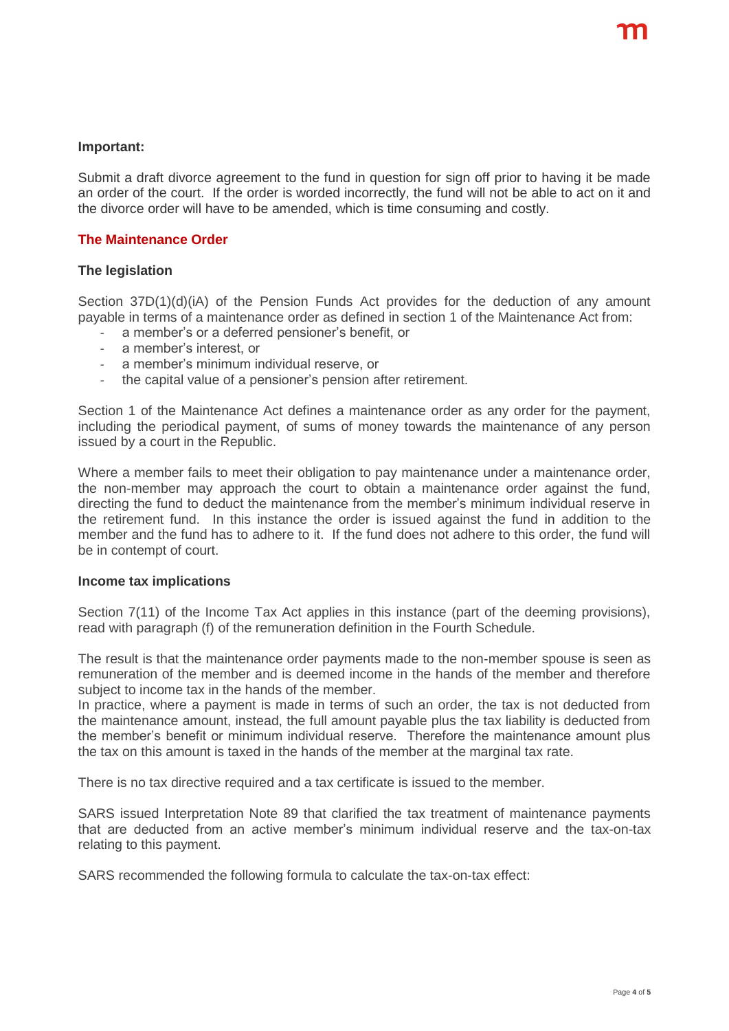**Important:**

Submit a draft divorce agreement to the fund in question for sign off prior to having it be made an order of the court. If the order is worded incorrectly, the fund will not be able to act on it and the divorce order will have to be amended, which is time consuming and costly.

## The Maintenance Order

### The legislation

Section 37D(1)(d)(iA) of the Pension Funds Act provides for the deduction of any amount payable in terms of a maintenance order as defined in section 1 of the Maintenance Act from:

- a member's or a deferred pensioner's benefit, or
- a member's interest, or
- a member's minimum individual reserve, or
- the capital value of a pensioner's pension after retirement.

Section 1 of the Maintenance Act defines a maintenance order as any order for the payment, including the periodical payment, of sums of money towards the maintenance of any person issued by a court in the Republic.

Where a member fails to meet their obligation to pay maintenance under a maintenance order, the non-member may approach the court to obtain a maintenance order against the fund, directing the fund to deduct the maintenance from the member's minimum individual reserve in the retirement fund. In this instance the order is issued against the fund in addition to the member and the fund has to adhere to it. If the fund does not adhere to this order, the fund will be in contempt of court.

### Income tax implications

Section 7(11) of the Income Tax Act applies in this instance (part of the deeming provisions), read with paragraph (f) of the remuneration definition in the Fourth Schedule.

The result is that the maintenance order payments made to the non-member spouse is seen as remuneration of the member and is deemed income in the hands of the member and therefore subject to income tax in the hands of the member.
In practice, where a payment is made in terms of such an order, the tax is not deducted from the maintenance amount, instead, the full amount payable plus the tax liability is deducted from the member's benefit or minimum individual reserve. Therefore the maintenance amount plus the tax on this amount is taxed in the hands of the member at the marginal tax rate.

There is no tax directive required and a tax certificate is issued to the member.

SARS issued Interpretation Note 89 that clarified the tax treatment of maintenance payments that are deducted from an active member's minimum individual reserve and the tax-on-tax relating to this payment.

SARS recommended the following formula to calculate the tax-on-tax effect: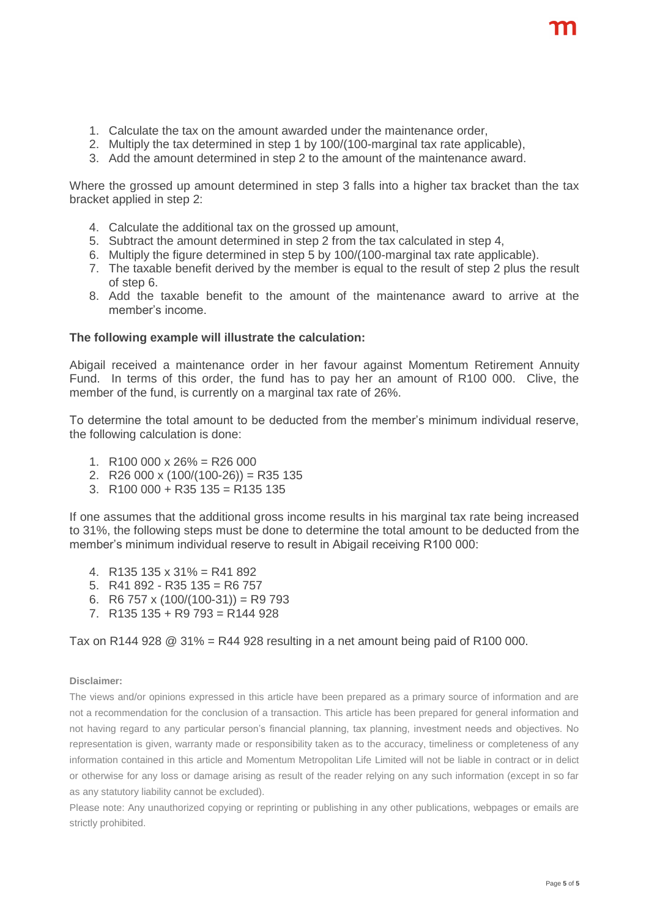1. Calculate the tax on the amount awarded under the maintenance order,
2. Multiply the tax determined in step 1 by 100/(100-marginal tax rate applicable),
3. Add the amount determined in step 2 to the amount of the maintenance award.

Where the grossed up amount determined in step 3 falls into a higher tax bracket than the tax bracket applied in step 2:

4. Calculate the additional tax on the grossed up amount,
5. Subtract the amount determined in step 2 from the tax calculated in step 4,
6. Multiply the figure determined in step 5 by 100/(100-marginal tax rate applicable).
7. The taxable benefit derived by the member is equal to the result of step 2 plus the result of step 6.
8. Add the taxable benefit to the amount of the maintenance award to arrive at the member's income.

**The following example will illustrate the calculation:**

Abigail received a maintenance order in her favour against Momentum Retirement Annuity Fund. In terms of this order, the fund has to pay her an amount of R100 000. Clive, the member of the fund, is currently on a marginal tax rate of 26%.

To determine the total amount to be deducted from the member's minimum individual reserve, the following calculation is done:

1. R100 000 x 26% = R26 000
2. R26 000 x (100/(100-26)) = R35 135
3. R100 000 + R35 135 = R135 135

If one assumes that the additional gross income results in his marginal tax rate being increased to 31%, the following steps must be done to determine the total amount to be deducted from the member's minimum individual reserve to result in Abigail receiving R100 000:

4. R135 135 x 31% = R41 892
5. R41 892 - R35 135 = R6 757
6. R6 757 x (100/(100-31)) = R9 793
7. R135 135 + R9 793 = R144 928

Tax on R144 928 @ 31% = R44 928 resulting in a net amount being paid of R100 000.

**Disclaimer:**

The views and/or opinions expressed in this article have been prepared as a primary source of information and are not a recommendation for the conclusion of a transaction. This article has been prepared for general information and not having regard to any particular person's financial planning, tax planning, investment needs and objectives. No representation is given, warranty made or responsibility taken as to the accuracy, timeliness or completeness of any information contained in this article and Momentum Metropolitan Life Limited will not be liable in contract or in delict or otherwise for any loss or damage arising as result of the reader relying on any such information (except in so far as any statutory liability cannot be excluded).

Please note: Any unauthorized copying or reprinting or publishing in any other publications, webpages or emails are strictly prohibited.